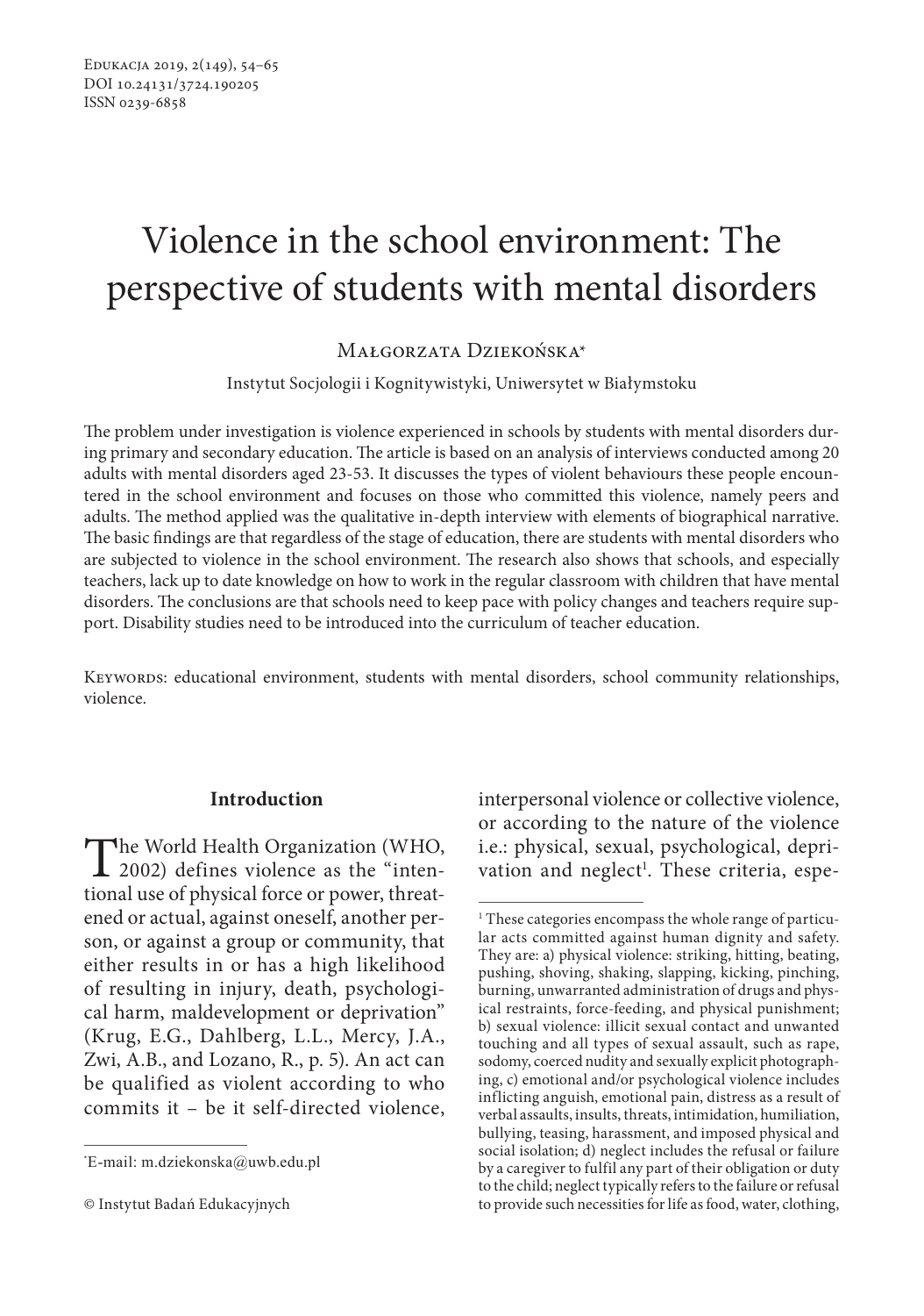# Violence in the school environment: The perspective of students with mental disorders

Małgorzata Dziekońska*

Instytut Socjologii i Kognitywistyki, Uniwersytet w Białymstoku

The problem under investigation is violence experienced in schools by students with mental disorders during primary and secondary education. The article is based on an analysis of interviews conducted among 20 adults with mental disorders aged 23-53. It discusses the types of violent behaviours these people encountered in the school environment and focuses on those who committed this violence, namely peers and adults. The method applied was the qualitative in-depth interview with elements of biographical narrative. The basic findings are that regardless of the stage of education, there are students with mental disorders who are subjected to violence in the school environment. The research also shows that schools, and especially teachers, lack up to date knowledge on how to work in the regular classroom with children that have mental disorders. The conclusions are that schools need to keep pace with policy changes and teachers require support. Disability studies need to be introduced into the curriculum of teacher education.

Keywords: educational environment, students with mental disorders, school community relationships, violence.

## Introduction

The World Health Organization (WHO, 2002) defines violence as the "intentional use of physical force or power, threatened or actual, against oneself, another person, or against a group or community, that either results in or has a high likelihood of resulting in injury, death, psychological harm, maldevelopment or deprivation" (Krug, E.G., Dahlberg, L.L., Mercy, J.A., Zwi, A.B., and Lozano, R., p. 5). An act can be qualified as violent according to who commits it – be it self-directed violence, interpersonal violence or collective violence, or according to the nature of the violence i.e.: physical, sexual, psychological, deprivation and neglect[1]. These criteria, espe-

---

*E-mail: m.dziekonska@uwb.edu.pl

© Instytut Badań Edukacyjnych

[1] These categories encompass the whole range of particular acts committed against human dignity and safety. They are: a) physical violence: striking, hitting, beating, pushing, shoving, shaking, slapping, kicking, pinching, burning, unwarranted administration of drugs and physical restraints, force-feeding, and physical punishment; b) sexual violence: illicit sexual contact and unwanted touching and all types of sexual assault, such as rape, sodomy, coerced nudity and sexually explicit photographing, c) emotional and/or psychological violence includes inflicting anguish, emotional pain, distress as a result of verbal assaults, insults, threats, intimidation, humiliation, bullying, teasing, harassment, and imposed physical and social isolation; d) neglect includes the refusal or failure by a caregiver to fulfil any part of their obligation or duty to the child; neglect typically refers to the failure or refusal to provide such necessities for life as food, water, clothing,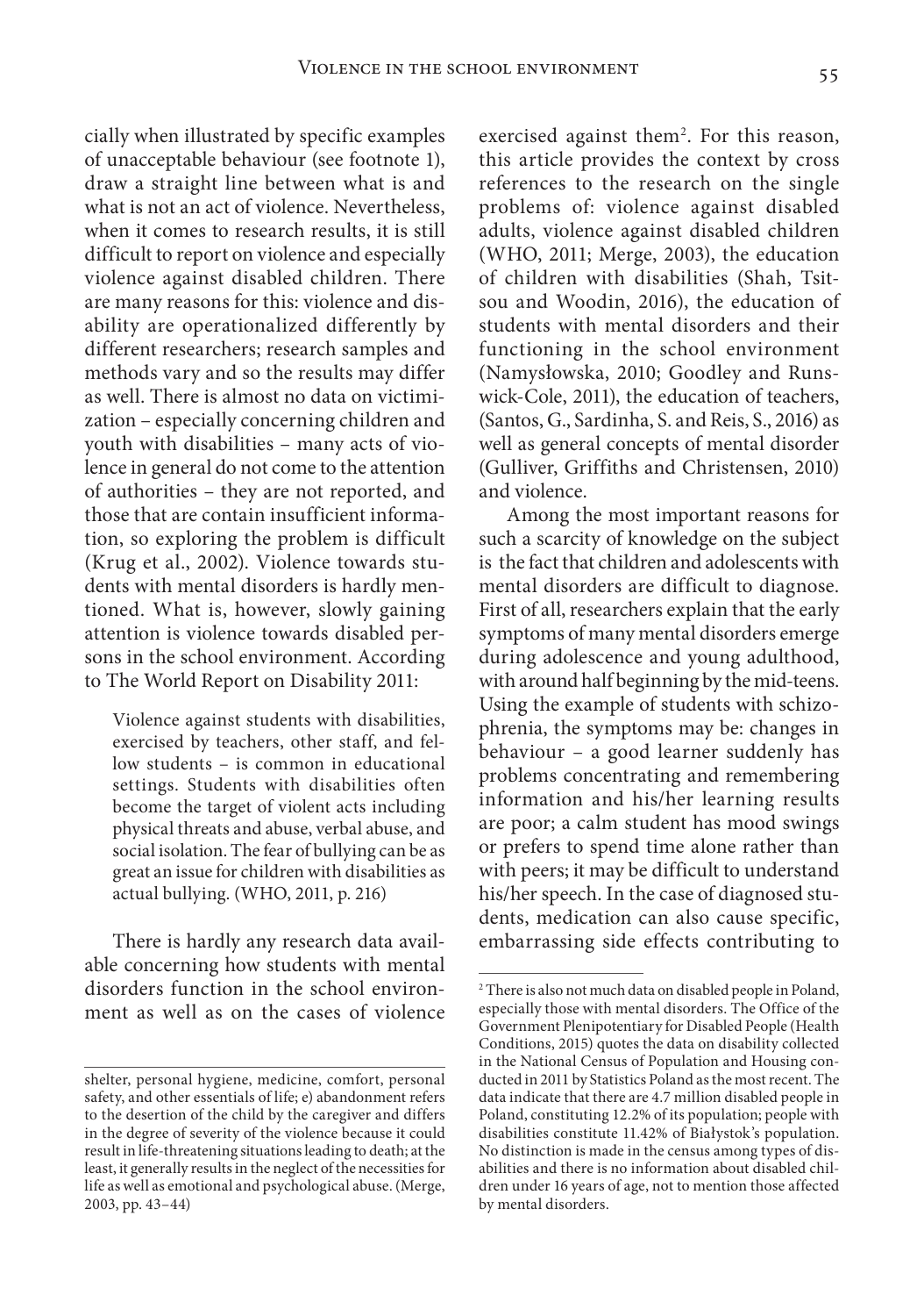cially when illustrated by specific examples of unacceptable behaviour (see footnote 1), draw a straight line between what is and what is not an act of violence. Nevertheless, when it comes to research results, it is still difficult to report on violence and especially violence against disabled children. There are many reasons for this: violence and disability are operationalized differently by different researchers; research samples and methods vary and so the results may differ as well. There is almost no data on victimization – especially concerning children and youth with disabilities – many acts of violence in general do not come to the attention of authorities – they are not reported, and those that are contain insufficient information, so exploring the problem is difficult (Krug et al., 2002). Violence towards students with mental disorders is hardly mentioned. What is, however, slowly gaining attention is violence towards disabled persons in the school environment. According to The World Report on Disability 2011:

> Violence against students with disabilities, exercised by teachers, other staff, and fellow students – is common in educational settings. Students with disabilities often become the target of violent acts including physical threats and abuse, verbal abuse, and social isolation. The fear of bullying can be as great an issue for children with disabilities as actual bullying. (WHO, 2011, p. 216)

There is hardly any research data available concerning how students with mental disorders function in the school environment as well as on the cases of violence exercised against them[2]. For this reason, this article provides the context by cross references to the research on the single problems of: violence against disabled adults, violence against disabled children (WHO, 2011; Merge, 2003), the education of children with disabilities (Shah, Tsitsou and Woodin, 2016), the education of students with mental disorders and their functioning in the school environment (Namysłowska, 2010; Goodley and Runswick-Cole, 2011), the education of teachers, (Santos, G., Sardinha, S. and Reis, S., 2016) as well as general concepts of mental disorder (Gulliver, Griffiths and Christensen, 2010) and violence.

Among the most important reasons for such a scarcity of knowledge on the subject is the fact that children and adolescents with mental disorders are difficult to diagnose. First of all, researchers explain that the early symptoms of many mental disorders emerge during adolescence and young adulthood, with around half beginning by the mid-teens. Using the example of students with schizophrenia, the symptoms may be: changes in behaviour – a good learner suddenly has problems concentrating and remembering information and his/her learning results are poor; a calm student has mood swings or prefers to spend time alone rather than with peers; it may be difficult to understand his/her speech. In the case of diagnosed students, medication can also cause specific, embarrassing side effects contributing to

---

shelter, personal hygiene, medicine, comfort, personal safety, and other essentials of life; e) abandonment refers to the desertion of the child by the caregiver and differs in the degree of severity of the violence because it could result in life-threatening situations leading to death; at the least, it generally results in the neglect of the necessities for life as well as emotional and psychological abuse. (Merge, 2003, pp. 43–44)

[2] There is also not much data on disabled people in Poland, especially those with mental disorders. The Office of the Government Plenipotentiary for Disabled People (Health Conditions, 2015) quotes the data on disability collected in the National Census of Population and Housing conducted in 2011 by Statistics Poland as the most recent. The data indicate that there are 4.7 million disabled people in Poland, constituting 12.2% of its population; people with disabilities constitute 11.42% of Białystok's population. No distinction is made in the census among types of disabilities and there is no information about disabled children under 16 years of age, not to mention those affected by mental disorders.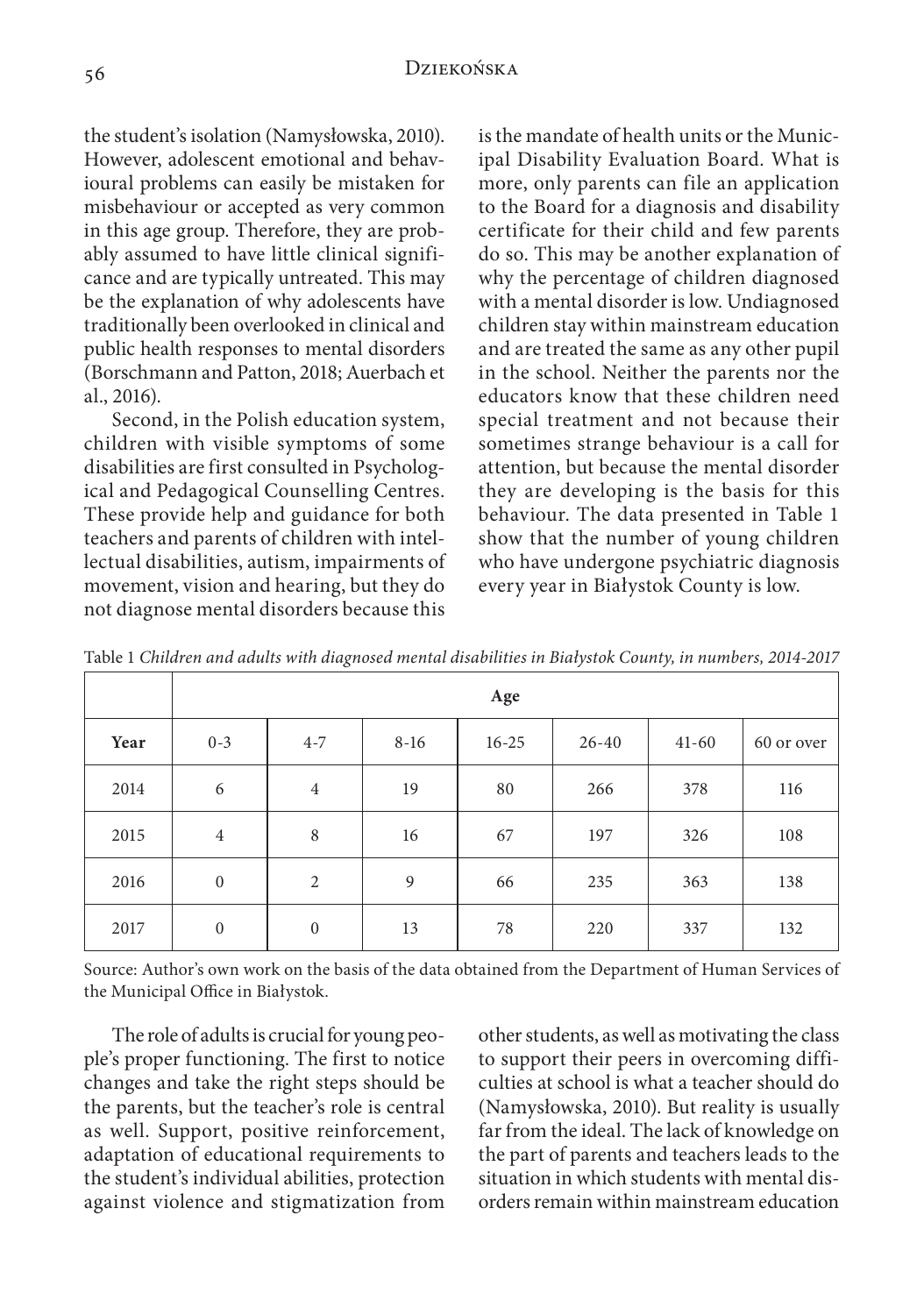the student's isolation (Namysłowska, 2010). However, adolescent emotional and behavioural problems can easily be mistaken for misbehaviour or accepted as very common in this age group. Therefore, they are probably assumed to have little clinical significance and are typically untreated. This may be the explanation of why adolescents have traditionally been overlooked in clinical and public health responses to mental disorders (Borschmann and Patton, 2018; Auerbach et al., 2016).

Second, in the Polish education system, children with visible symptoms of some disabilities are first consulted in Psychological and Pedagogical Counselling Centres. These provide help and guidance for both teachers and parents of children with intellectual disabilities, autism, impairments of movement, vision and hearing, but they do not diagnose mental disorders because this is the mandate of health units or the Municipal Disability Evaluation Board. What is more, only parents can file an application to the Board for a diagnosis and disability certificate for their child and few parents do so. This may be another explanation of why the percentage of children diagnosed with a mental disorder is low. Undiagnosed children stay within mainstream education and are treated the same as any other pupil in the school. Neither the parents nor the educators know that these children need special treatment and not because their sometimes strange behaviour is a call for attention, but because the mental disorder they are developing is the basis for this behaviour. The data presented in Table 1 show that the number of young children who have undergone psychiatric diagnosis every year in Białystok County is low.

Table 1 *Children and adults with diagnosed mental disabilities in Białystok County, in numbers, 2014-2017*

| | **Age** | | | | | | |
|---|---|---|---|---|---|---|---|
| **Year** | 0-3 | 4-7 | 8-16 | 16-25 | 26-40 | 41-60 | 60 or over |
| 2014 | 6 | 4 | 19 | 80 | 266 | 378 | 116 |
| 2015 | 4 | 8 | 16 | 67 | 197 | 326 | 108 |
| 2016 | 0 | 2 | 9 | 66 | 235 | 363 | 138 |
| 2017 | 0 | 0 | 13 | 78 | 220 | 337 | 132 |

Source: Author's own work on the basis of the data obtained from the Department of Human Services of the Municipal Office in Białystok.

The role of adults is crucial for young people's proper functioning. The first to notice changes and take the right steps should be the parents, but the teacher's role is central as well. Support, positive reinforcement, adaptation of educational requirements to the student's individual abilities, protection against violence and stigmatization from other students, as well as motivating the class to support their peers in overcoming difficulties at school is what a teacher should do (Namysłowska, 2010). But reality is usually far from the ideal. The lack of knowledge on the part of parents and teachers leads to the situation in which students with mental disorders remain within mainstream education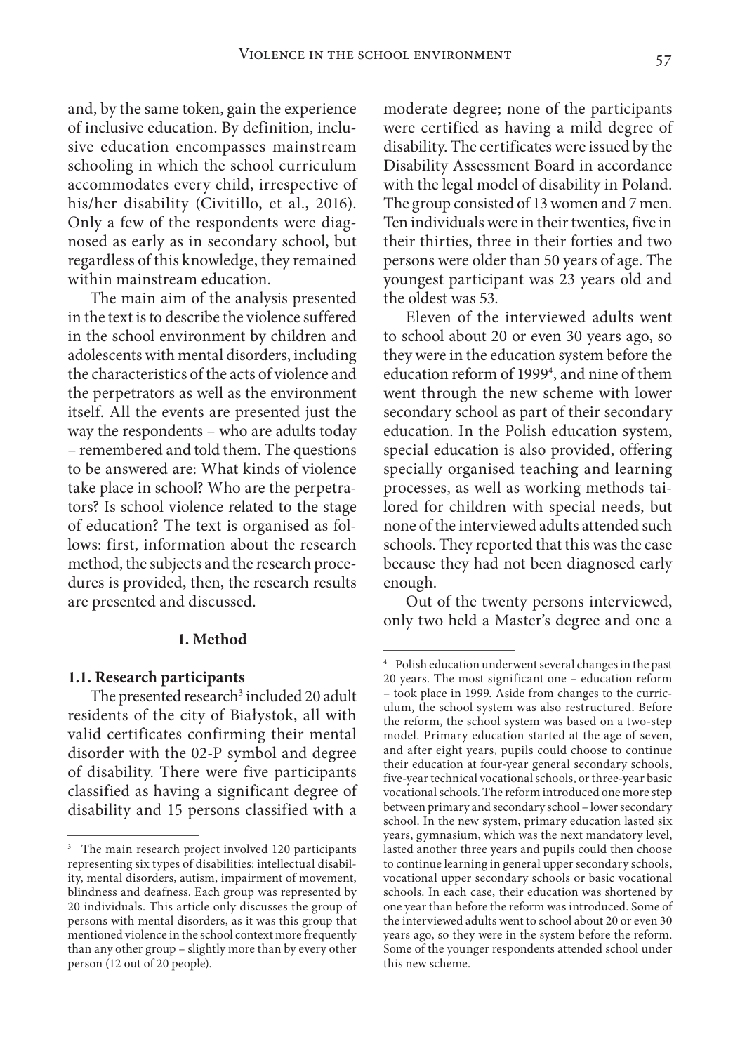and, by the same token, gain the experience of inclusive education. By definition, inclusive education encompasses mainstream schooling in which the school curriculum accommodates every child, irrespective of his/her disability (Civitillo, et al., 2016). Only a few of the respondents were diagnosed as early as in secondary school, but regardless of this knowledge, they remained within mainstream education.

The main aim of the analysis presented in the text is to describe the violence suffered in the school environment by children and adolescents with mental disorders, including the characteristics of the acts of violence and the perpetrators as well as the environment itself. All the events are presented just the way the respondents – who are adults today – remembered and told them. The questions to be answered are: What kinds of violence take place in school? Who are the perpetrators? Is school violence related to the stage of education? The text is organised as follows: first, information about the research method, the subjects and the research procedures is provided, then, the research results are presented and discussed.

## 1. Method

### 1.1. Research participants

The presented research[3] included 20 adult residents of the city of Białystok, all with valid certificates confirming their mental disorder with the 02-P symbol and degree of disability. There were five participants classified as having a significant degree of disability and 15 persons classified with a moderate degree; none of the participants were certified as having a mild degree of disability. The certificates were issued by the Disability Assessment Board in accordance with the legal model of disability in Poland. The group consisted of 13 women and 7 men. Ten individuals were in their twenties, five in their thirties, three in their forties and two persons were older than 50 years of age. The youngest participant was 23 years old and the oldest was 53.

Eleven of the interviewed adults went to school about 20 or even 30 years ago, so they were in the education system before the education reform of 1999[4], and nine of them went through the new scheme with lower secondary school as part of their secondary education. In the Polish education system, special education is also provided, offering specially organised teaching and learning processes, as well as working methods tailored for children with special needs, but none of the interviewed adults attended such schools. They reported that this was the case because they had not been diagnosed early enough.

Out of the twenty persons interviewed, only two held a Master's degree and one a

---

[3] The main research project involved 120 participants representing six types of disabilities: intellectual disability, mental disorders, autism, impairment of movement, blindness and deafness. Each group was represented by 20 individuals. This article only discusses the group of persons with mental disorders, as it was this group that mentioned violence in the school context more frequently than any other group – slightly more than by every other person (12 out of 20 people).

[4] Polish education underwent several changes in the past 20 years. The most significant one – education reform – took place in 1999. Aside from changes to the curriculum, the school system was also restructured. Before the reform, the school system was based on a two-step model. Primary education started at the age of seven, and after eight years, pupils could choose to continue their education at four-year general secondary schools, five-year technical vocational schools, or three-year basic vocational schools. The reform introduced one more step between primary and secondary school – lower secondary school. In the new system, primary education lasted six years, gymnasium, which was the next mandatory level, lasted another three years and pupils could then choose to continue learning in general upper secondary schools, vocational upper secondary schools or basic vocational schools. In each case, their education was shortened by one year than before the reform was introduced. Some of the interviewed adults went to school about 20 or even 30 years ago, so they were in the system before the reform. Some of the younger respondents attended school under this new scheme.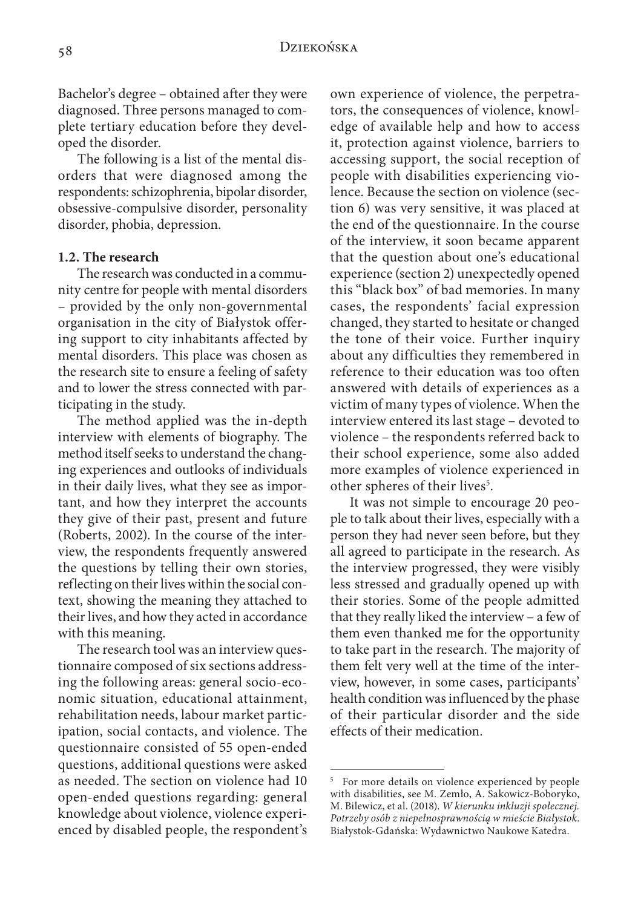Bachelor's degree – obtained after they were diagnosed. Three persons managed to complete tertiary education before they developed the disorder.

The following is a list of the mental disorders that were diagnosed among the respondents: schizophrenia, bipolar disorder, obsessive-compulsive disorder, personality disorder, phobia, depression.

### 1.2. The research

The research was conducted in a community centre for people with mental disorders – provided by the only non-governmental organisation in the city of Białystok offering support to city inhabitants affected by mental disorders. This place was chosen as the research site to ensure a feeling of safety and to lower the stress connected with participating in the study.

The method applied was the in-depth interview with elements of biography. The method itself seeks to understand the changing experiences and outlooks of individuals in their daily lives, what they see as important, and how they interpret the accounts they give of their past, present and future (Roberts, 2002). In the course of the interview, the respondents frequently answered the questions by telling their own stories, reflecting on their lives within the social context, showing the meaning they attached to their lives, and how they acted in accordance with this meaning.

The research tool was an interview questionnaire composed of six sections addressing the following areas: general socio-economic situation, educational attainment, rehabilitation needs, labour market participation, social contacts, and violence. The questionnaire consisted of 55 open-ended questions, additional questions were asked as needed. The section on violence had 10 open-ended questions regarding: general knowledge about violence, violence experienced by disabled people, the respondent's own experience of violence, the perpetrators, the consequences of violence, knowledge of available help and how to access it, protection against violence, barriers to accessing support, the social reception of people with disabilities experiencing violence. Because the section on violence (section 6) was very sensitive, it was placed at the end of the questionnaire. In the course of the interview, it soon became apparent that the question about one's educational experience (section 2) unexpectedly opened this "black box" of bad memories. In many cases, the respondents' facial expression changed, they started to hesitate or changed the tone of their voice. Further inquiry about any difficulties they remembered in reference to their education was too often answered with details of experiences as a victim of many types of violence. When the interview entered its last stage – devoted to violence – the respondents referred back to their school experience, some also added more examples of violence experienced in other spheres of their lives[5].

It was not simple to encourage 20 people to talk about their lives, especially with a person they had never seen before, but they all agreed to participate in the research. As the interview progressed, they were visibly less stressed and gradually opened up with their stories. Some of the people admitted that they really liked the interview – a few of them even thanked me for the opportunity to take part in the research. The majority of them felt very well at the time of the interview, however, in some cases, participants' health condition was influenced by the phase of their particular disorder and the side effects of their medication.

---

[5] For more details on violence experienced by people with disabilities, see M. Zemło, A. Sakowicz-Boboryko, M. Bilewicz, et al. (2018). *W kierunku inkluzji społecznej. Potrzeby osób z niepełnosprawnością w mieście Białystok*. Białystok-Gdańska: Wydawnictwo Naukowe Katedra.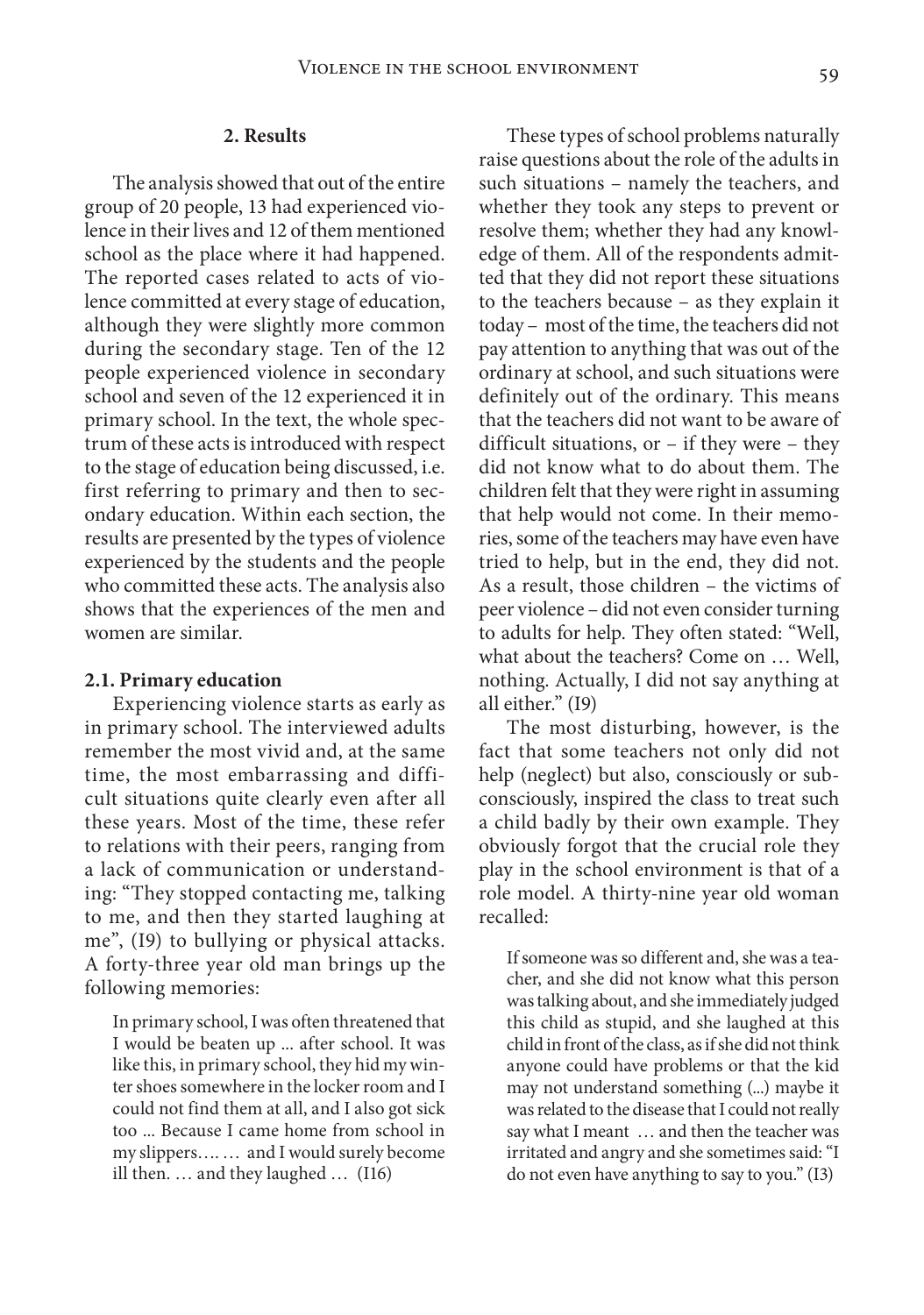## 2. Results

The analysis showed that out of the entire group of 20 people, 13 had experienced violence in their lives and 12 of them mentioned school as the place where it had happened. The reported cases related to acts of violence committed at every stage of education, although they were slightly more common during the secondary stage. Ten of the 12 people experienced violence in secondary school and seven of the 12 experienced it in primary school. In the text, the whole spectrum of these acts is introduced with respect to the stage of education being discussed, i.e. first referring to primary and then to secondary education. Within each section, the results are presented by the types of violence experienced by the students and the people who committed these acts. The analysis also shows that the experiences of the men and women are similar.

### 2.1. Primary education

Experiencing violence starts as early as in primary school. The interviewed adults remember the most vivid and, at the same time, the most embarrassing and difficult situations quite clearly even after all these years. Most of the time, these refer to relations with their peers, ranging from a lack of communication or understanding: "They stopped contacting me, talking to me, and then they started laughing at me", (I9) to bullying or physical attacks. A forty-three year old man brings up the following memories:

> In primary school, I was often threatened that I would be beaten up ... after school. It was like this, in primary school, they hid my winter shoes somewhere in the locker room and I could not find them at all, and I also got sick too ... Because I came home from school in my slippers…. … and I would surely become ill then. … and they laughed … (I16)

These types of school problems naturally raise questions about the role of the adults in such situations – namely the teachers, and whether they took any steps to prevent or resolve them; whether they had any knowledge of them. All of the respondents admitted that they did not report these situations to the teachers because – as they explain it today – most of the time, the teachers did not pay attention to anything that was out of the ordinary at school, and such situations were definitely out of the ordinary. This means that the teachers did not want to be aware of difficult situations, or – if they were – they did not know what to do about them. The children felt that they were right in assuming that help would not come. In their memories, some of the teachers may have even have tried to help, but in the end, they did not. As a result, those children – the victims of peer violence – did not even consider turning to adults for help. They often stated: "Well, what about the teachers? Come on … Well, nothing. Actually, I did not say anything at all either." (I9)

The most disturbing, however, is the fact that some teachers not only did not help (neglect) but also, consciously or subconsciously, inspired the class to treat such a child badly by their own example. They obviously forgot that the crucial role they play in the school environment is that of a role model. A thirty-nine year old woman recalled:

> If someone was so different and, she was a teacher, and she did not know what this person was talking about, and she immediately judged this child as stupid, and she laughed at this child in front of the class, as if she did not think anyone could have problems or that the kid may not understand something (...) maybe it was related to the disease that I could not really say what I meant … and then the teacher was irritated and angry and she sometimes said: "I do not even have anything to say to you." (I3)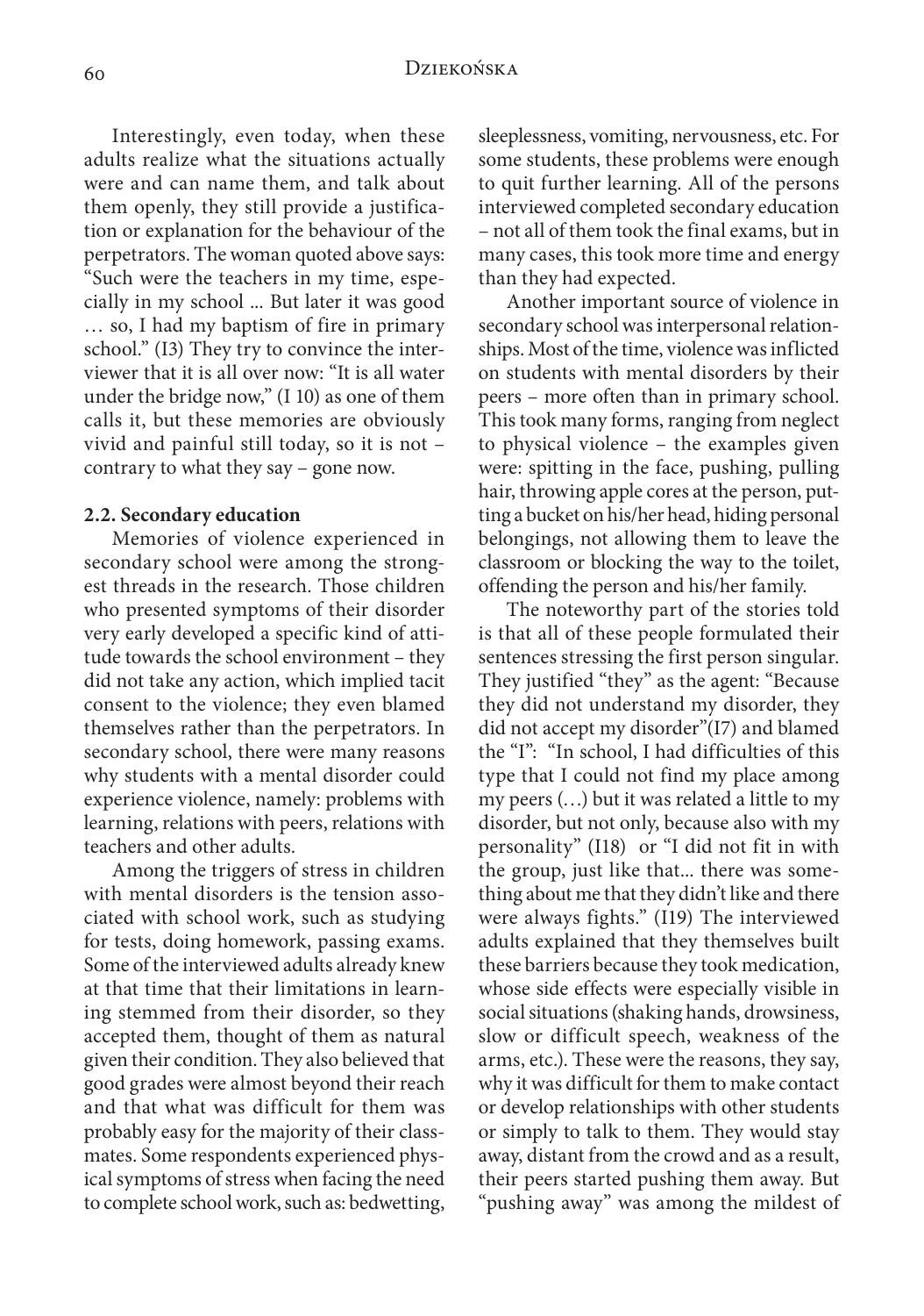Interestingly, even today, when these adults realize what the situations actually were and can name them, and talk about them openly, they still provide a justification or explanation for the behaviour of the perpetrators. The woman quoted above says: "Such were the teachers in my time, especially in my school ... But later it was good … so, I had my baptism of fire in primary school." (I3) They try to convince the interviewer that it is all over now: "It is all water under the bridge now," (I 10) as one of them calls it, but these memories are obviously vivid and painful still today, so it is not – contrary to what they say – gone now.

### 2.2. Secondary education

Memories of violence experienced in secondary school were among the strongest threads in the research. Those children who presented symptoms of their disorder very early developed a specific kind of attitude towards the school environment – they did not take any action, which implied tacit consent to the violence; they even blamed themselves rather than the perpetrators. In secondary school, there were many reasons why students with a mental disorder could experience violence, namely: problems with learning, relations with peers, relations with teachers and other adults.

Among the triggers of stress in children with mental disorders is the tension associated with school work, such as studying for tests, doing homework, passing exams. Some of the interviewed adults already knew at that time that their limitations in learning stemmed from their disorder, so they accepted them, thought of them as natural given their condition. They also believed that good grades were almost beyond their reach and that what was difficult for them was probably easy for the majority of their classmates. Some respondents experienced physical symptoms of stress when facing the need to complete school work, such as: bedwetting, sleeplessness, vomiting, nervousness, etc. For some students, these problems were enough to quit further learning. All of the persons interviewed completed secondary education – not all of them took the final exams, but in many cases, this took more time and energy than they had expected.

Another important source of violence in secondary school was interpersonal relationships. Most of the time, violence was inflicted on students with mental disorders by their peers – more often than in primary school. This took many forms, ranging from neglect to physical violence – the examples given were: spitting in the face, pushing, pulling hair, throwing apple cores at the person, putting a bucket on his/her head, hiding personal belongings, not allowing them to leave the classroom or blocking the way to the toilet, offending the person and his/her family.

The noteworthy part of the stories told is that all of these people formulated their sentences stressing the first person singular. They justified "they" as the agent: "Because they did not understand my disorder, they did not accept my disorder"(I7) and blamed the "I": "In school, I had difficulties of this type that I could not find my place among my peers (…) but it was related a little to my disorder, but not only, because also with my personality" (I18) or "I did not fit in with the group, just like that... there was something about me that they didn't like and there were always fights." (I19) The interviewed adults explained that they themselves built these barriers because they took medication, whose side effects were especially visible in social situations (shaking hands, drowsiness, slow or difficult speech, weakness of the arms, etc.). These were the reasons, they say, why it was difficult for them to make contact or develop relationships with other students or simply to talk to them. They would stay away, distant from the crowd and as a result, their peers started pushing them away. But "pushing away" was among the mildest of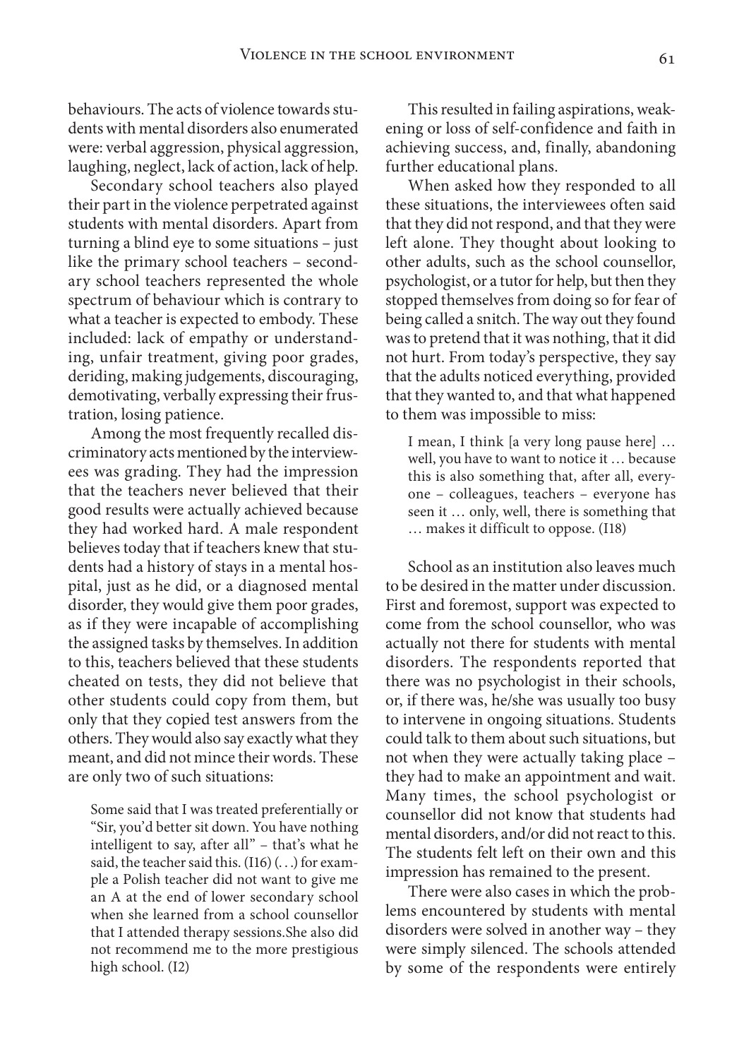behaviours. The acts of violence towards students with mental disorders also enumerated were: verbal aggression, physical aggression, laughing, neglect, lack of action, lack of help.

Secondary school teachers also played their part in the violence perpetrated against students with mental disorders. Apart from turning a blind eye to some situations – just like the primary school teachers – secondary school teachers represented the whole spectrum of behaviour which is contrary to what a teacher is expected to embody. These included: lack of empathy or understanding, unfair treatment, giving poor grades, deriding, making judgements, discouraging, demotivating, verbally expressing their frustration, losing patience.

Among the most frequently recalled discriminatory acts mentioned by the interviewees was grading. They had the impression that the teachers never believed that their good results were actually achieved because they had worked hard. A male respondent believes today that if teachers knew that students had a history of stays in a mental hospital, just as he did, or a diagnosed mental disorder, they would give them poor grades, as if they were incapable of accomplishing the assigned tasks by themselves. In addition to this, teachers believed that these students cheated on tests, they did not believe that other students could copy from them, but only that they copied test answers from the others. They would also say exactly what they meant, and did not mince their words. These are only two of such situations:

> Some said that I was treated preferentially or "Sir, you'd better sit down. You have nothing intelligent to say, after all" – that's what he said, the teacher said this. (I16) (. . .) for example a Polish teacher did not want to give me an A at the end of lower secondary school when she learned from a school counsellor that I attended therapy sessions.She also did not recommend me to the more prestigious high school. (I2)

This resulted in failing aspirations, weakening or loss of self-confidence and faith in achieving success, and, finally, abandoning further educational plans.

When asked how they responded to all these situations, the interviewees often said that they did not respond, and that they were left alone. They thought about looking to other adults, such as the school counsellor, psychologist, or a tutor for help, but then they stopped themselves from doing so for fear of being called a snitch. The way out they found was to pretend that it was nothing, that it did not hurt. From today's perspective, they say that the adults noticed everything, provided that they wanted to, and that what happened to them was impossible to miss:

> I mean, I think [a very long pause here] … well, you have to want to notice it … because this is also something that, after all, everyone – colleagues, teachers – everyone has seen it … only, well, there is something that … makes it difficult to oppose. (I18)

School as an institution also leaves much to be desired in the matter under discussion. First and foremost, support was expected to come from the school counsellor, who was actually not there for students with mental disorders. The respondents reported that there was no psychologist in their schools, or, if there was, he/she was usually too busy to intervene in ongoing situations. Students could talk to them about such situations, but not when they were actually taking place – they had to make an appointment and wait. Many times, the school psychologist or counsellor did not know that students had mental disorders, and/or did not react to this. The students felt left on their own and this impression has remained to the present.

There were also cases in which the problems encountered by students with mental disorders were solved in another way – they were simply silenced. The schools attended by some of the respondents were entirely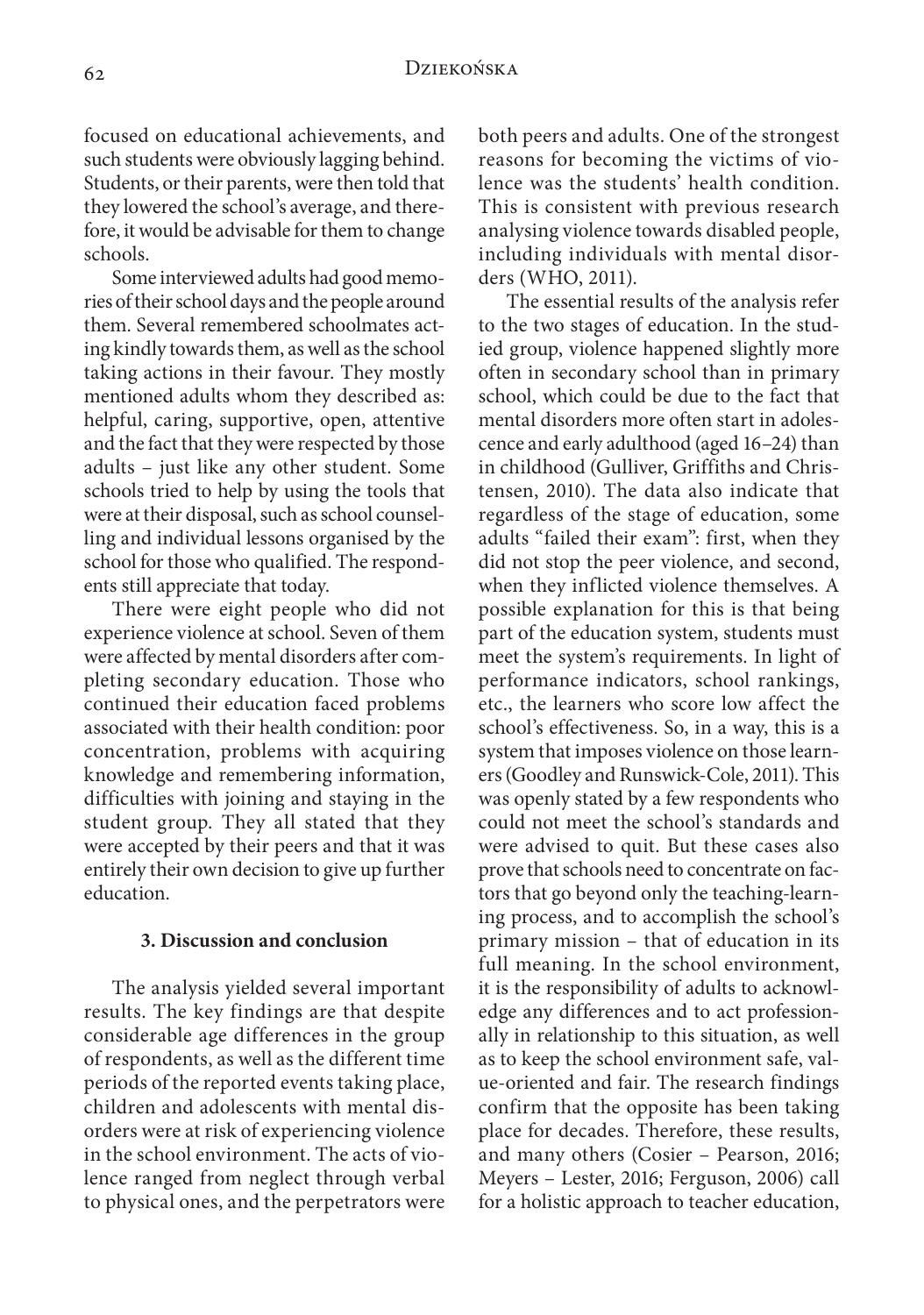focused on educational achievements, and such students were obviously lagging behind. Students, or their parents, were then told that they lowered the school's average, and therefore, it would be advisable for them to change schools.

Some interviewed adults had good memories of their school days and the people around them. Several remembered schoolmates acting kindly towards them, as well as the school taking actions in their favour. They mostly mentioned adults whom they described as: helpful, caring, supportive, open, attentive and the fact that they were respected by those adults – just like any other student. Some schools tried to help by using the tools that were at their disposal, such as school counselling and individual lessons organised by the school for those who qualified. The respondents still appreciate that today.

There were eight people who did not experience violence at school. Seven of them were affected by mental disorders after completing secondary education. Those who continued their education faced problems associated with their health condition: poor concentration, problems with acquiring knowledge and remembering information, difficulties with joining and staying in the student group. They all stated that they were accepted by their peers and that it was entirely their own decision to give up further education.

### 3. Discussion and conclusion

The analysis yielded several important results. The key findings are that despite considerable age differences in the group of respondents, as well as the different time periods of the reported events taking place, children and adolescents with mental disorders were at risk of experiencing violence in the school environment. The acts of violence ranged from neglect through verbal to physical ones, and the perpetrators were both peers and adults. One of the strongest reasons for becoming the victims of violence was the students' health condition. This is consistent with previous research analysing violence towards disabled people, including individuals with mental disorders (WHO, 2011).

The essential results of the analysis refer to the two stages of education. In the studied group, violence happened slightly more often in secondary school than in primary school, which could be due to the fact that mental disorders more often start in adolescence and early adulthood (aged 16–24) than in childhood (Gulliver, Griffiths and Christensen, 2010). The data also indicate that regardless of the stage of education, some adults "failed their exam": first, when they did not stop the peer violence, and second, when they inflicted violence themselves. A possible explanation for this is that being part of the education system, students must meet the system's requirements. In light of performance indicators, school rankings, etc., the learners who score low affect the school's effectiveness. So, in a way, this is a system that imposes violence on those learners (Goodley and Runswick-Cole, 2011). This was openly stated by a few respondents who could not meet the school's standards and were advised to quit. But these cases also prove that schools need to concentrate on factors that go beyond only the teaching-learning process, and to accomplish the school's primary mission – that of education in its full meaning. In the school environment, it is the responsibility of adults to acknowledge any differences and to act professionally in relationship to this situation, as well as to keep the school environment safe, value-oriented and fair. The research findings confirm that the opposite has been taking place for decades. Therefore, these results, and many others (Cosier – Pearson, 2016; Meyers – Lester, 2016; Ferguson, 2006) call for a holistic approach to teacher education,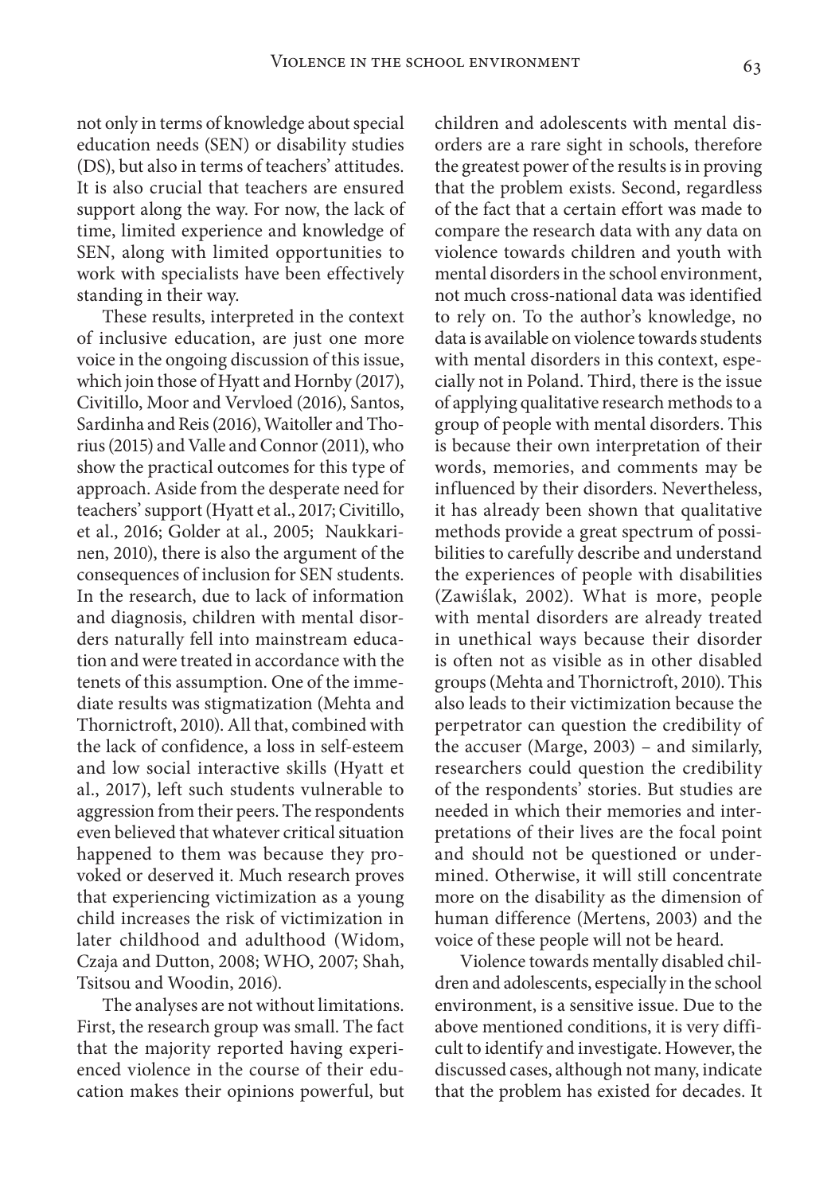not only in terms of knowledge about special education needs (SEN) or disability studies (DS), but also in terms of teachers' attitudes. It is also crucial that teachers are ensured support along the way. For now, the lack of time, limited experience and knowledge of SEN, along with limited opportunities to work with specialists have been effectively standing in their way.

These results, interpreted in the context of inclusive education, are just one more voice in the ongoing discussion of this issue, which join those of Hyatt and Hornby (2017), Civitillo, Moor and Vervloed (2016), Santos, Sardinha and Reis (2016), Waitoller and Thorius (2015) and Valle and Connor (2011), who show the practical outcomes for this type of approach. Aside from the desperate need for teachers' support (Hyatt et al., 2017; Civitillo, et al., 2016; Golder at al., 2005; Naukkarinen, 2010), there is also the argument of the consequences of inclusion for SEN students. In the research, due to lack of information and diagnosis, children with mental disorders naturally fell into mainstream education and were treated in accordance with the tenets of this assumption. One of the immediate results was stigmatization (Mehta and Thornictroft, 2010). All that, combined with the lack of confidence, a loss in self-esteem and low social interactive skills (Hyatt et al., 2017), left such students vulnerable to aggression from their peers. The respondents even believed that whatever critical situation happened to them was because they provoked or deserved it. Much research proves that experiencing victimization as a young child increases the risk of victimization in later childhood and adulthood (Widom, Czaja and Dutton, 2008; WHO, 2007; Shah, Tsitsou and Woodin, 2016).

The analyses are not without limitations. First, the research group was small. The fact that the majority reported having experienced violence in the course of their education makes their opinions powerful, but children and adolescents with mental disorders are a rare sight in schools, therefore the greatest power of the results is in proving that the problem exists. Second, regardless of the fact that a certain effort was made to compare the research data with any data on violence towards children and youth with mental disorders in the school environment, not much cross-national data was identified to rely on. To the author's knowledge, no data is available on violence towards students with mental disorders in this context, especially not in Poland. Third, there is the issue of applying qualitative research methods to a group of people with mental disorders. This is because their own interpretation of their words, memories, and comments may be influenced by their disorders. Nevertheless, it has already been shown that qualitative methods provide a great spectrum of possibilities to carefully describe and understand the experiences of people with disabilities (Zawiślak, 2002). What is more, people with mental disorders are already treated in unethical ways because their disorder is often not as visible as in other disabled groups (Mehta and Thornictroft, 2010). This also leads to their victimization because the perpetrator can question the credibility of the accuser (Marge, 2003) – and similarly, researchers could question the credibility of the respondents' stories. But studies are needed in which their memories and interpretations of their lives are the focal point and should not be questioned or undermined. Otherwise, it will still concentrate more on the disability as the dimension of human difference (Mertens, 2003) and the voice of these people will not be heard.

Violence towards mentally disabled children and adolescents, especially in the school environment, is a sensitive issue. Due to the above mentioned conditions, it is very difficult to identify and investigate. However, the discussed cases, although not many, indicate that the problem has existed for decades. It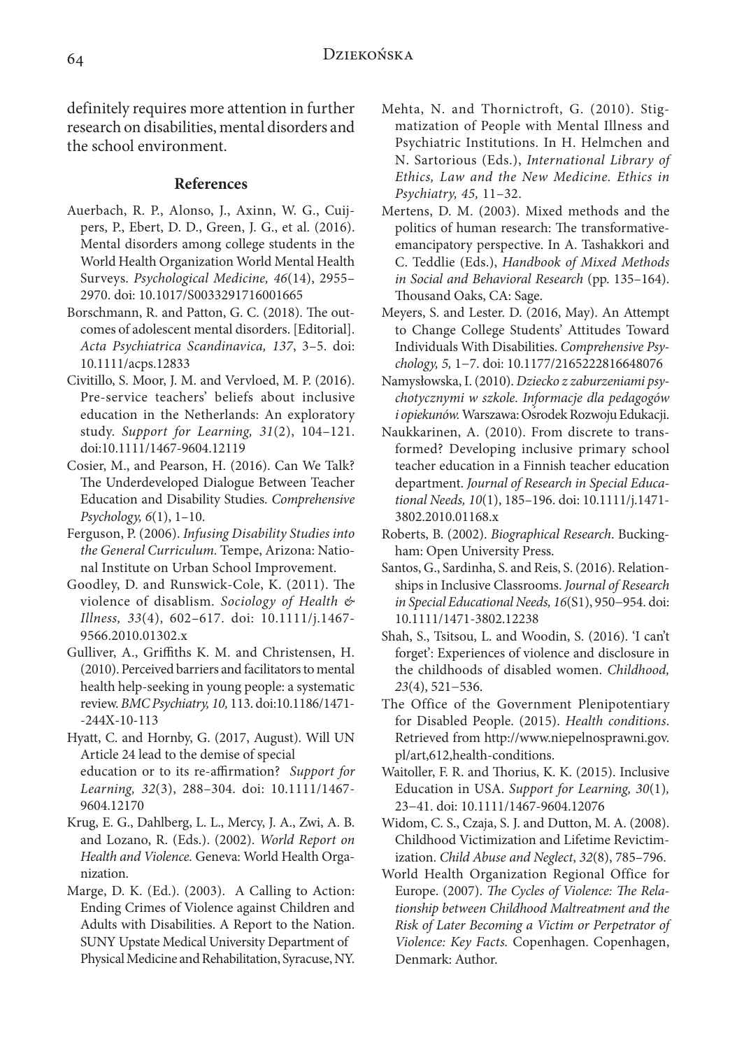definitely requires more attention in further research on disabilities, mental disorders and the school environment.

## References

Auerbach, R. P., Alonso, J., Axinn, W. G., Cuijpers, P., Ebert, D. D., Green, J. G., et al. (2016). Mental disorders among college students in the World Health Organization World Mental Health Surveys. *Psychological Medicine, 46*(14), 2955–2970. doi: 10.1017/S0033291716001665

Borschmann, R. and Patton, G. C. (2018). The outcomes of adolescent mental disorders. [Editorial]. *Acta Psychiatrica Scandinavica, 137*, 3–5. doi: 10.1111/acps.12833

Civitillo, S. Moor, J. M. and Vervloed, M. P. (2016). Pre-service teachers' beliefs about inclusive education in the Netherlands: An exploratory study. *Support for Learning, 31*(2), 104–121. doi:10.1111/1467-9604.12119

Cosier, M., and Pearson, H. (2016). Can We Talk? The Underdeveloped Dialogue Between Teacher Education and Disability Studies. *Comprehensive Psychology, 6*(1), 1–10.

Ferguson, P. (2006). *Infusing Disability Studies into the General Curriculum.* Tempe, Arizona: National Institute on Urban School Improvement.

Goodley, D. and Runswick-Cole, K. (2011). The violence of disablism. *Sociology of Health & Illness, 33*(4), 602–617. doi: 10.1111/j.1467-9566.2010.01302.x

Gulliver, A., Griffiths K. M. and Christensen, H. (2010). Perceived barriers and facilitators to mental health help-seeking in young people: a systematic review. *BMC Psychiatry, 10,* 113. doi:10.1186/1471--244X-10-113

Hyatt, C. and Hornby, G. (2017, August). Will UN Article 24 lead to the demise of special education or to its re-affirmation? *Support for Learning, 32*(3), 288–304. doi: 10.1111/1467-9604.12170

Krug, E. G., Dahlberg, L. L., Mercy, J. A., Zwi, A. B. and Lozano, R. (Eds.). (2002). *World Report on Health and Violence.* Geneva: World Health Organization.

Marge, D. K. (Ed.). (2003). A Calling to Action: Ending Crimes of Violence against Children and Adults with Disabilities. A Report to the Nation. SUNY Upstate Medical University Department of Physical Medicine and Rehabilitation, Syracuse, NY.

Mehta, N. and Thornictroft, G. (2010). Stigmatization of People with Mental Illness and Psychiatric Institutions. In H. Helmchen and N. Sartorious (Eds.), *International Library of Ethics, Law and the New Medicine. Ethics in Psychiatry, 45,* 11–32.

Mertens, D. M. (2003). Mixed methods and the politics of human research: The transformative-emancipatory perspective. In A. Tashakkori and C. Teddlie (Eds.), *Handbook of Mixed Methods in Social and Behavioral Research* (pp. 135–164). Thousand Oaks, CA: Sage.

Meyers, S. and Lester. D. (2016, May). An Attempt to Change College Students' Attitudes Toward Individuals With Disabilities. *Comprehensive Psychology, 5,* 1–7. doi: 10.1177/2165222816648076

Namysłowska, I. (2010). *Dziecko z zaburzeniami psychotycznymi w szkole. Informacje dla pedagogów i opiekunów.* Warszawa: Ośrodek Rozwoju Edukacji.

Naukkarinen, A. (2010). From discrete to transformed? Developing inclusive primary school teacher education in a Finnish teacher education department. *Journal of Research in Special Educational Needs, 10*(1), 185–196. doi: 10.1111/j.1471-3802.2010.01168.x

Roberts, B. (2002). *Biographical Research*. Buckingham: Open University Press.

Santos, G., Sardinha, S. and Reis, S. (2016). Relationships in Inclusive Classrooms. *Journal of Research in Special Educational Needs, 16*(S1), 950–954. doi: 10.1111/1471-3802.12238

Shah, S., Tsitsou, L. and Woodin, S. (2016). 'I can't forget': Experiences of violence and disclosure in the childhoods of disabled women. *Childhood, 23*(4), 521–536.

The Office of the Government Plenipotentiary for Disabled People. (2015). *Health conditions*. Retrieved from http://www.niepelnosprawni.gov.pl/art,612,health-conditions.

Waitoller, F. R. and Thorius, K. K. (2015). Inclusive Education in USA. *Support for Learning, 30*(1), 23–41. doi: 10.1111/1467-9604.12076

Widom, C. S., Czaja, S. J. and Dutton, M. A. (2008). Childhood Victimization and Lifetime Revictimization. *Child Abuse and Neglect*, *32*(8), 785–796.

World Health Organization Regional Office for Europe. (2007). *The Cycles of Violence: The Relationship between Childhood Maltreatment and the Risk of Later Becoming a Victim or Perpetrator of Violence: Key Facts.* Copenhagen. Copenhagen, Denmark: Author.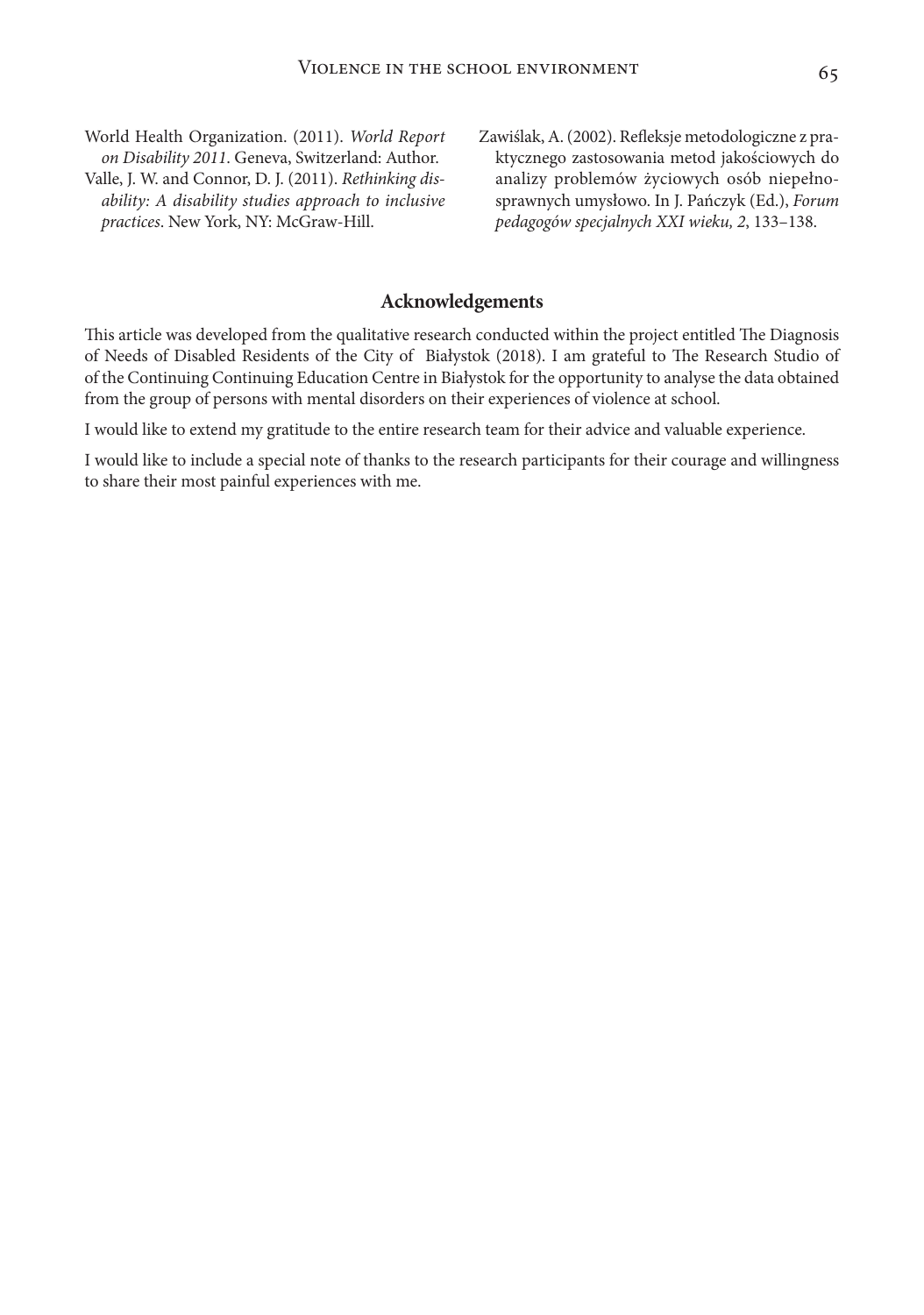World Health Organization. (2011). *World Report on Disability 2011*. Geneva, Switzerland: Author.

Valle, J. W. and Connor, D. J. (2011). *Rethinking disability: A disability studies approach to inclusive practices*. New York, NY: McGraw-Hill.

Zawiślak, A. (2002). Refleksje metodologiczne z praktycznego zastosowania metod jakościowych do analizy problemów życiowych osób niepełnosprawnych umysłowo. In J. Pańczyk (Ed.), *Forum pedagogów specjalnych XXI wieku, 2*, 133–138.

## Acknowledgements

This article was developed from the qualitative research conducted within the project entitled The Diagnosis of Needs of Disabled Residents of the City of Białystok (2018). I am grateful to The Research Studio of of the Continuing Continuing Education Centre in Białystok for the opportunity to analyse the data obtained from the group of persons with mental disorders on their experiences of violence at school.

I would like to extend my gratitude to the entire research team for their advice and valuable experience.

I would like to include a special note of thanks to the research participants for their courage and willingness to share their most painful experiences with me.